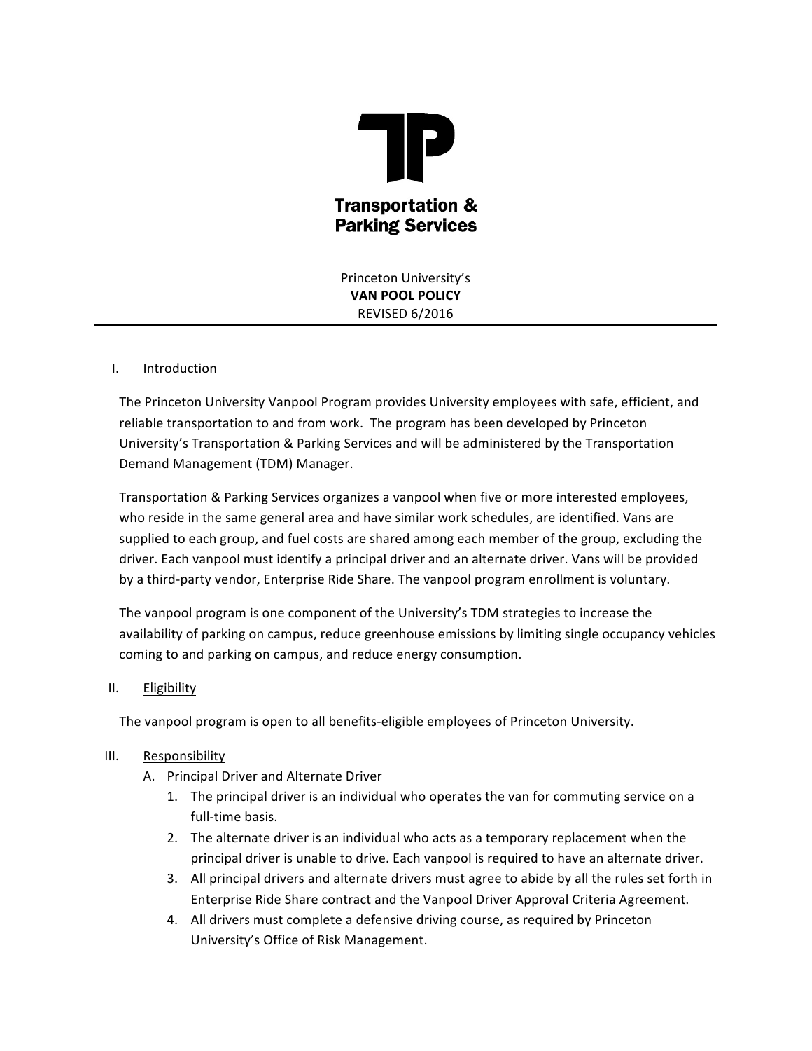**Transportation & Parking Services**

Princeton University's
**VAN POOL POLICY**
REVISED 6/2016

## I. Introduction

The Princeton University Vanpool Program provides University employees with safe, efficient, and reliable transportation to and from work. The program has been developed by Princeton University's Transportation & Parking Services and will be administered by the Transportation Demand Management (TDM) Manager.

Transportation & Parking Services organizes a vanpool when five or more interested employees, who reside in the same general area and have similar work schedules, are identified. Vans are supplied to each group, and fuel costs are shared among each member of the group, excluding the driver. Each vanpool must identify a principal driver and an alternate driver. Vans will be provided by a third-party vendor, Enterprise Ride Share. The vanpool program enrollment is voluntary.

The vanpool program is one component of the University's TDM strategies to increase the availability of parking on campus, reduce greenhouse emissions by limiting single occupancy vehicles coming to and parking on campus, and reduce energy consumption.

## II. Eligibility

The vanpool program is open to all benefits-eligible employees of Princeton University.

## III. Responsibility

A. Principal Driver and Alternate Driver

1. The principal driver is an individual who operates the van for commuting service on a full-time basis.
2. The alternate driver is an individual who acts as a temporary replacement when the principal driver is unable to drive. Each vanpool is required to have an alternate driver.
3. All principal drivers and alternate drivers must agree to abide by all the rules set forth in Enterprise Ride Share contract and the Vanpool Driver Approval Criteria Agreement.
4. All drivers must complete a defensive driving course, as required by Princeton University's Office of Risk Management.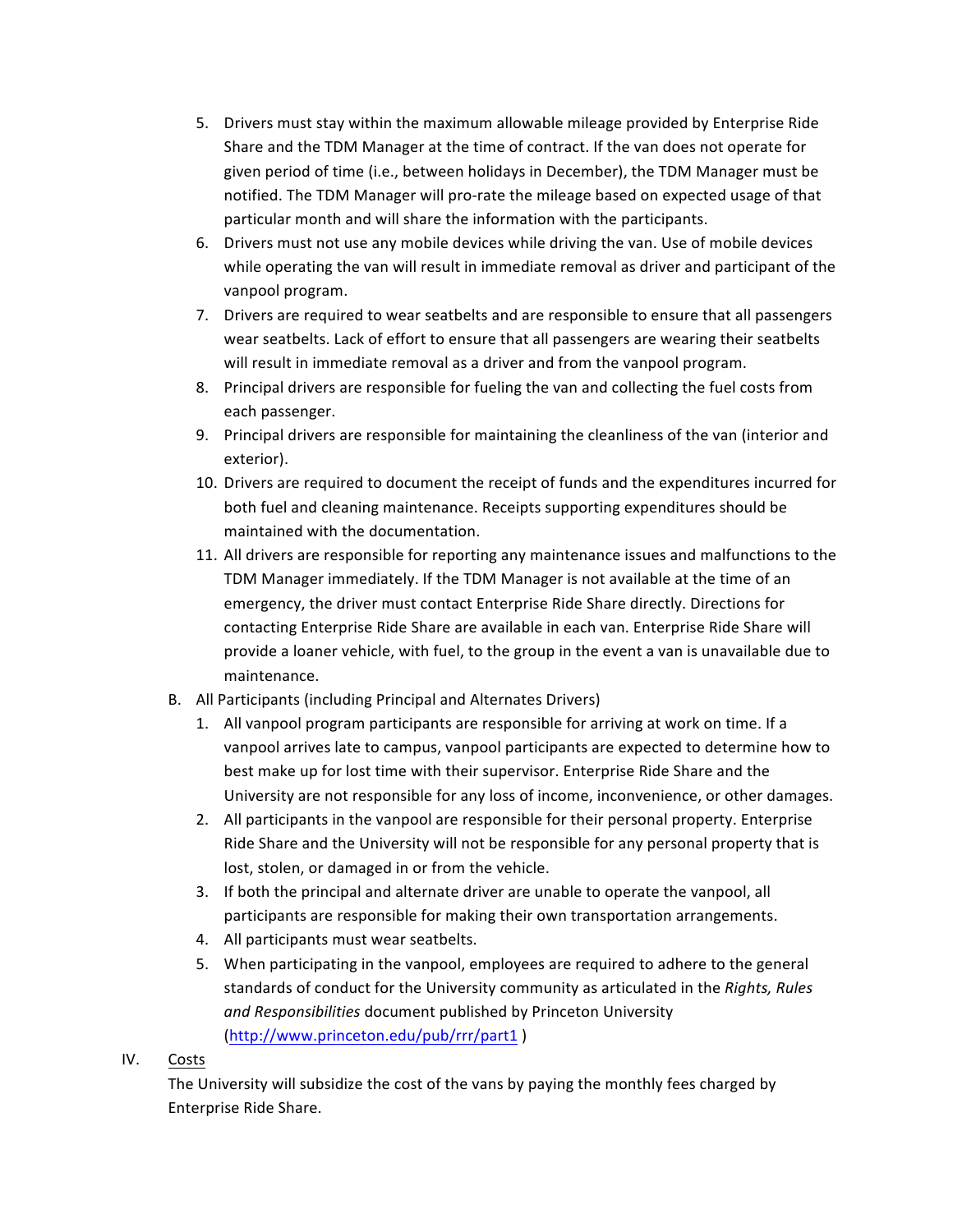5. Drivers must stay within the maximum allowable mileage provided by Enterprise Ride Share and the TDM Manager at the time of contract. If the van does not operate for given period of time (i.e., between holidays in December), the TDM Manager must be notified. The TDM Manager will pro-rate the mileage based on expected usage of that particular month and will share the information with the participants.
6. Drivers must not use any mobile devices while driving the van. Use of mobile devices while operating the van will result in immediate removal as driver and participant of the vanpool program.
7. Drivers are required to wear seatbelts and are responsible to ensure that all passengers wear seatbelts. Lack of effort to ensure that all passengers are wearing their seatbelts will result in immediate removal as a driver and from the vanpool program.
8. Principal drivers are responsible for fueling the van and collecting the fuel costs from each passenger.
9. Principal drivers are responsible for maintaining the cleanliness of the van (interior and exterior).
10. Drivers are required to document the receipt of funds and the expenditures incurred for both fuel and cleaning maintenance. Receipts supporting expenditures should be maintained with the documentation.
11. All drivers are responsible for reporting any maintenance issues and malfunctions to the TDM Manager immediately. If the TDM Manager is not available at the time of an emergency, the driver must contact Enterprise Ride Share directly. Directions for contacting Enterprise Ride Share are available in each van. Enterprise Ride Share will provide a loaner vehicle, with fuel, to the group in the event a van is unavailable due to maintenance.

B. All Participants (including Principal and Alternates Drivers)

1. All vanpool program participants are responsible for arriving at work on time. If a vanpool arrives late to campus, vanpool participants are expected to determine how to best make up for lost time with their supervisor. Enterprise Ride Share and the University are not responsible for any loss of income, inconvenience, or other damages.
2. All participants in the vanpool are responsible for their personal property. Enterprise Ride Share and the University will not be responsible for any personal property that is lost, stolen, or damaged in or from the vehicle.
3. If both the principal and alternate driver are unable to operate the vanpool, all participants are responsible for making their own transportation arrangements.
4. All participants must wear seatbelts.
5. When participating in the vanpool, employees are required to adhere to the general standards of conduct for the University community as articulated in the *Rights, Rules and Responsibilities* document published by Princeton University (http://www.princeton.edu/pub/rrr/part1 )

IV. Costs

The University will subsidize the cost of the vans by paying the monthly fees charged by Enterprise Ride Share.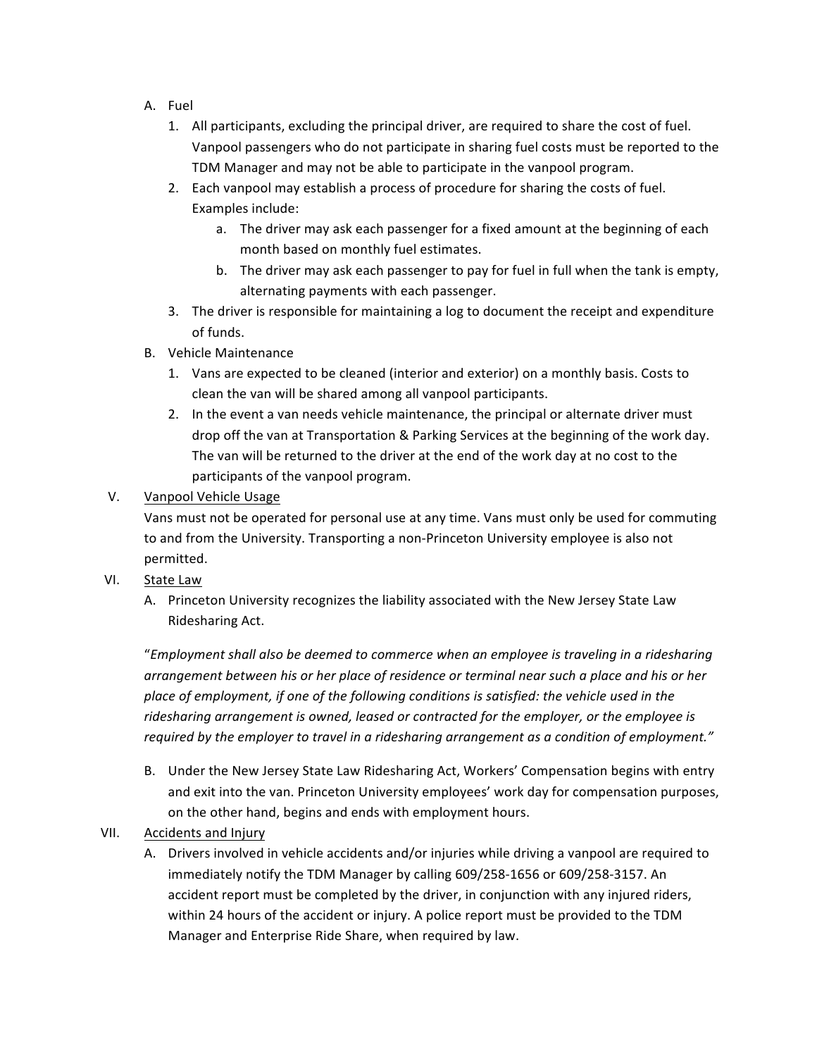A. Fuel
   1. All participants, excluding the principal driver, are required to share the cost of fuel. Vanpool passengers who do not participate in sharing fuel costs must be reported to the TDM Manager and may not be able to participate in the vanpool program.
   2. Each vanpool may establish a process of procedure for sharing the costs of fuel. Examples include:
      a. The driver may ask each passenger for a fixed amount at the beginning of each month based on monthly fuel estimates.
      b. The driver may ask each passenger to pay for fuel in full when the tank is empty, alternating payments with each passenger.
   3. The driver is responsible for maintaining a log to document the receipt and expenditure of funds.

B. Vehicle Maintenance
   1. Vans are expected to be cleaned (interior and exterior) on a monthly basis. Costs to clean the van will be shared among all vanpool participants.
   2. In the event a van needs vehicle maintenance, the principal or alternate driver must drop off the van at Transportation & Parking Services at the beginning of the work day. The van will be returned to the driver at the end of the work day at no cost to the participants of the vanpool program.

V. <u>Vanpool Vehicle Usage</u>

Vans must not be operated for personal use at any time. Vans must only be used for commuting to and from the University. Transporting a non-Princeton University employee is also not permitted.

VI. <u>State Law</u>

A. Princeton University recognizes the liability associated with the New Jersey State Law Ridesharing Act.

"*Employment shall also be deemed to commerce when an employee is traveling in a ridesharing arrangement between his or her place of residence or terminal near such a place and his or her place of employment, if one of the following conditions is satisfied: the vehicle used in the ridesharing arrangement is owned, leased or contracted for the employer, or the employee is required by the employer to travel in a ridesharing arrangement as a condition of employment."*

B. Under the New Jersey State Law Ridesharing Act, Workers' Compensation begins with entry and exit into the van. Princeton University employees' work day for compensation purposes, on the other hand, begins and ends with employment hours.

VII. <u>Accidents and Injury</u>

A. Drivers involved in vehicle accidents and/or injuries while driving a vanpool are required to immediately notify the TDM Manager by calling 609/258-1656 or 609/258-3157. An accident report must be completed by the driver, in conjunction with any injured riders, within 24 hours of the accident or injury. A police report must be provided to the TDM Manager and Enterprise Ride Share, when required by law.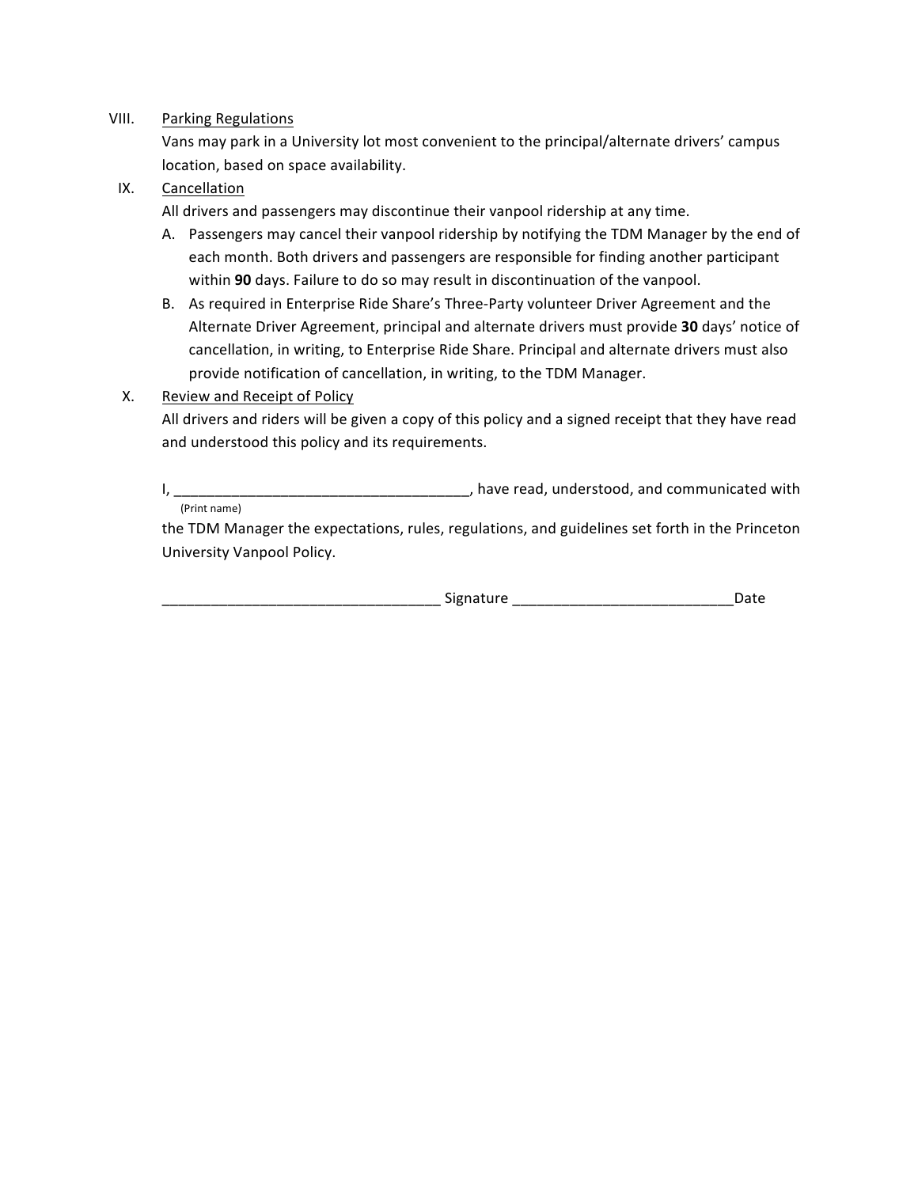VIII. <u>Parking Regulations</u>

Vans may park in a University lot most convenient to the principal/alternate drivers' campus location, based on space availability.

IX. <u>Cancellation</u>

All drivers and passengers may discontinue their vanpool ridership at any time.

A. Passengers may cancel their vanpool ridership by notifying the TDM Manager by the end of each month. Both drivers and passengers are responsible for finding another participant within **90** days. Failure to do so may result in discontinuation of the vanpool.

B. As required in Enterprise Ride Share's Three-Party volunteer Driver Agreement and the Alternate Driver Agreement, principal and alternate drivers must provide **30** days' notice of cancellation, in writing, to Enterprise Ride Share. Principal and alternate drivers must also provide notification of cancellation, in writing, to the TDM Manager.

X. <u>Review and Receipt of Policy</u>

All drivers and riders will be given a copy of this policy and a signed receipt that they have read and understood this policy and its requirements.

I, ____________________________________, have read, understood, and communicated with
(Print name)
the TDM Manager the expectations, rules, regulations, and guidelines set forth in the Princeton University Vanpool Policy.

__________________________________ Signature ___________________________Date